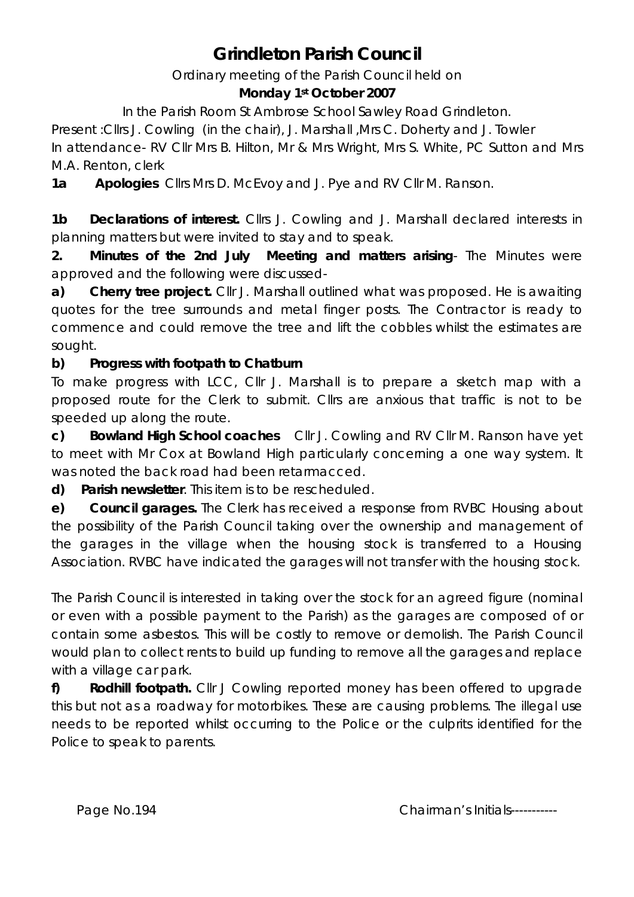# Grindleton Parish Council

Ordinary meeting of the Parish Council held on

**Monday 1st October 2007**

In the Parish Room St Ambrose School Sawley Road Grindleton.

Present :Cllrs J. Cowling (in the chair), J. Marshall ,Mrs C. Doherty and J. Towler

In attendance- RV Cllr Mrs B. Hilton, Mr & Mrs Wright, Mrs S. White, PC Sutton and Mrs M.A. Renton, clerk

**1a Apologies** Cllrs Mrs D. McEvoy and J. Pye and RV Cllr M. Ranson.

**1b Declarations of interest.** Cllrs J. Cowling and J. Marshall declared interests in planning matters but were invited to stay and to speak.

**2. Minutes of the 2nd July Meeting and matters arising**- The Minutes were approved and the following were discussed-

**a) Cherry tree project.** Cllr J. Marshall outlined what was proposed. He is awaiting quotes for the tree surrounds and metal finger posts. The Contractor is ready to commence and could remove the tree and lift the cobbles whilst the estimates are sought.

**b) Progress with footpath to Chatburn**

To make progress with LCC, Cllr J. Marshall is to prepare a sketch map with a proposed route for the Clerk to submit. Cllrs are anxious that traffic is not to be speeded up along the route.

**c) Bowland High School coaches** Cllr J. Cowling and RV Cllr M. Ranson have yet to meet with Mr Cox at Bowland High particularly concerning a one way system. It was noted the back road had been retarmacced.

**d) Parish newsletter**. This item is to be rescheduled.

**e) Council garages.** The Clerk has received a response from RVBC Housing about the possibility of the Parish Council taking over the ownership and management of the garages in the village when the housing stock is transferred to a Housing Association. RVBC have indicated the garages will not transfer with the housing stock.

The Parish Council is interested in taking over the stock for an agreed figure (nominal or even with a possible payment to the Parish) as the garages are composed of or contain some asbestos. This will be costly to remove or demolish. The Parish Council would plan to collect rents to build up funding to remove all the garages and replace with a village car park.

**f) Rodhill footpath.** Cllr J Cowling reported money has been offered to upgrade this but not as a roadway for motorbikes. These are causing problems. The illegal use needs to be reported whilst occurring to the Police or the culprits identified for the Police to speak to parents.

Page No.194 Chairman's Initials----------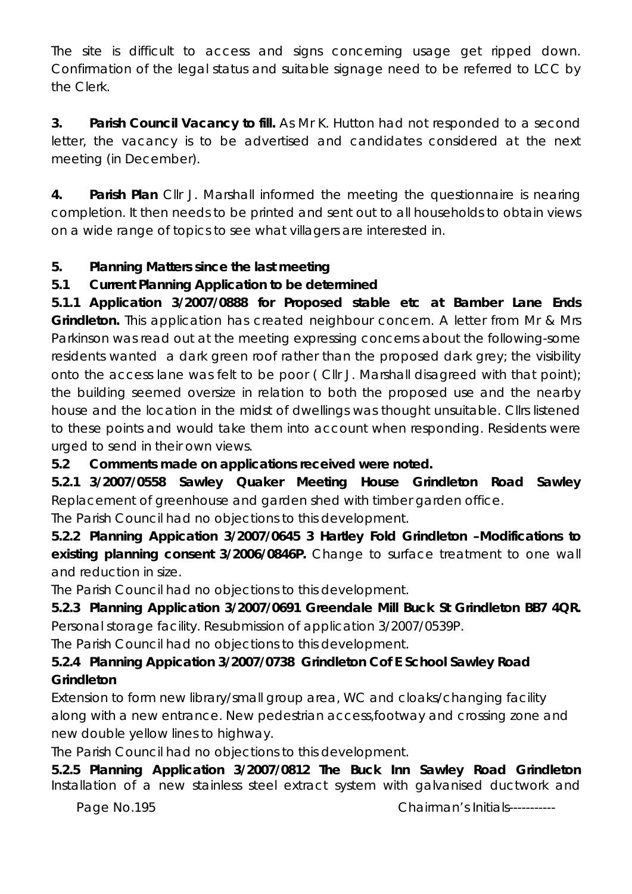The site is difficult to access and signs concerning usage get ripped down. Confirmation of the legal status and suitable signage need to be referred to LCC by the Clerk.

**3. Parish Council Vacancy to fill.** As Mr K. Hutton had not responded to a second letter, the vacancy is to be advertised and candidates considered at the next meeting (in December).

**4. Parish Plan** Cllr J. Marshall informed the meeting the questionnaire is nearing completion. It then needs to be printed and sent out to all households to obtain views on a wide range of topics to see what villagers are interested in.

**5. Planning Matters since the last meeting**

**5.1 Current Planning Application to be determined**

**5.1.1 Application 3/2007/0888 for Proposed stable etc at Bamber Lane Ends Grindleton.** This application has created neighbour concern. A letter from Mr & Mrs Parkinson was read out at the meeting expressing concerns about the following-some residents wanted a dark green roof rather than the proposed dark grey; the visibility onto the access lane was felt to be poor ( Cllr J. Marshall disagreed with that point); the building seemed oversize in relation to both the proposed use and the nearby house and the location in the midst of dwellings was thought unsuitable. Cllrs listened to these points and would take them into account when responding. Residents were urged to send in their own views.

**5.2 Comments made on applications received were noted.**

**5.2.1 3/2007/0558 Sawley Quaker Meeting House Grindleton Road Sawley** Replacement of greenhouse and garden shed with timber garden office.

The Parish Council had no objections to this development.

**5.2.2 Planning Appication 3/2007/0645 3 Hartley Fold Grindleton –Modifications to existing planning consent 3/2006/0846P.** Change to surface treatment to one wall and reduction in size.

The Parish Council had no objections to this development.

**5.2.3 Planning Application 3/2007/0691 Greendale Mill Buck St Grindleton BB7 4QR.** Personal storage facility. Resubmission of application 3/2007/0539P.

The Parish Council had no objections to this development.

**5.2.4 Planning Appication 3/2007/0738 Grindleton C of E School Sawley Road Grindleton**

Extension to form new library/small group area, WC and cloaks/changing facility along with a new entrance. New pedestrian access,footway and crossing zone and new double yellow lines to highway.

The Parish Council had no objections to this development.

**5.2.5 Planning Application 3/2007/0812 The Buck Inn Sawley Road Grindleton** Installation of a new stainless steel extract system with galvanised ductwork and

Page No.195 Chairman's Initials----------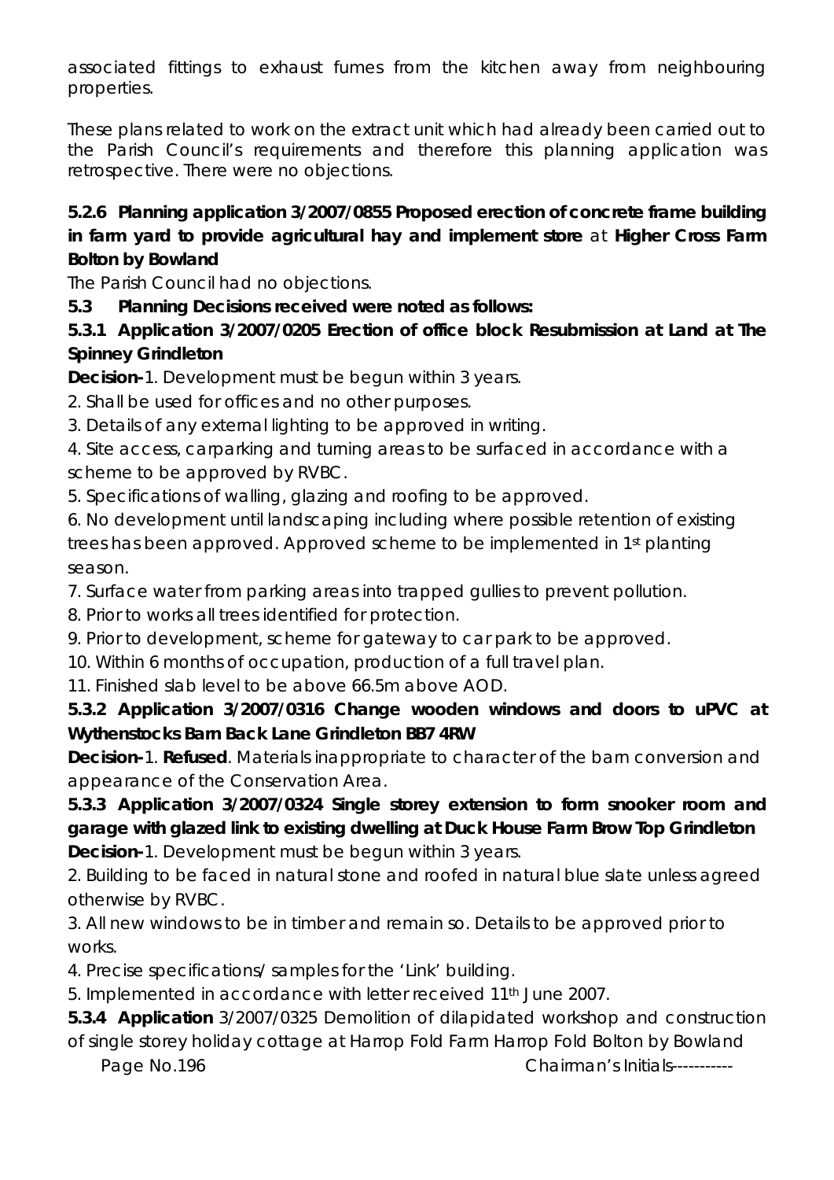associated fittings to exhaust fumes from the kitchen away from neighbouring properties.

These plans related to work on the extract unit which had already been carried out to the Parish Council's requirements and therefore this planning application was retrospective. There were no objections.

**5.2.6 Planning application 3/2007/0855 Proposed erection of concrete frame building in farm yard to provide agricultural hay and implement store** at **Higher Cross Farm Bolton by Bowland**

The Parish Council had no objections.

**5.3 Planning Decisions received were noted as follows:**

**5.3.1 Application 3/2007/0205 Erection of office block Resubmission at Land at The Spinney Grindleton**

**Decision-**1. Development must be begun within 3 years.

2. Shall be used for offices and no other purposes.
3. Details of any external lighting to be approved in writing.
4. Site access, carparking and turning areas to be surfaced in accordance with a scheme to be approved by RVBC.
5. Specifications of walling, glazing and roofing to be approved.
6. No development until landscaping including where possible retention of existing trees has been approved. Approved scheme to be implemented in 1st planting season.
7. Surface water from parking areas into trapped gullies to prevent pollution.
8. Prior to works all trees identified for protection.
9. Prior to development, scheme for gateway to car park to be approved.
10. Within 6 months of occupation, production of a full travel plan.
11. Finished slab level to be above 66.5m above AOD.

**5.3.2 Application 3/2007/0316 Change wooden windows and doors to uPVC at Wythenstocks Barn Back Lane Grindleton BB7 4RW**

**Decision-**1. **Refused**. Materials inappropriate to character of the barn conversion and appearance of the Conservation Area.

**5.3.3 Application 3/2007/0324 Single storey extension to form snooker room and garage with glazed link to existing dwelling at Duck House Farm Brow Top Grindleton**

**Decision-**1. Development must be begun within 3 years.

2. Building to be faced in natural stone and roofed in natural blue slate unless agreed otherwise by RVBC.
3. All new windows to be in timber and remain so. Details to be approved prior to works.
4. Precise specifications/ samples for the 'Link' building.
5. Implemented in accordance with letter received 11th June 2007.

**5.3.4 Application** 3/2007/0325 Demolition of dilapidated workshop and construction of single storey holiday cottage at Harrop Fold Farm Harrop Fold Bolton by Bowland

Page No.196 Chairman's Initials----------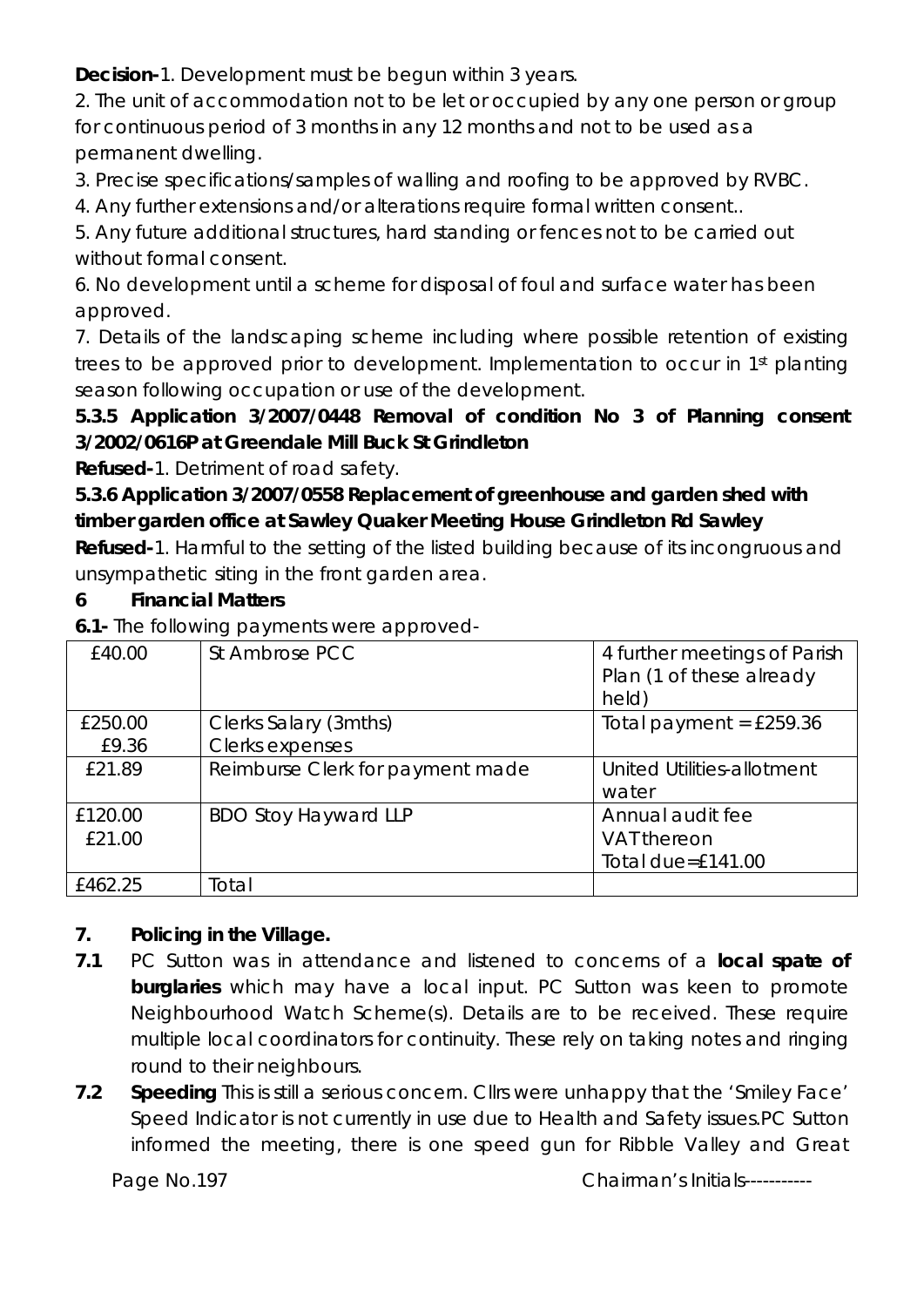**Decision-**1. Development must be begun within 3 years.

2. The unit of accommodation not to be let or occupied by any one person or group for continuous period of 3 months in any 12 months and not to be used as a permanent dwelling.

3. Precise specifications/samples of walling and roofing to be approved by RVBC.

4. Any further extensions and/or alterations require formal written consent..

5. Any future additional structures, hard standing or fences not to be carried out without formal consent.

6. No development until a scheme for disposal of foul and surface water has been approved.

7. Details of the landscaping scheme including where possible retention of existing trees to be approved prior to development. Implementation to occur in 1st planting season following occupation or use of the development.

**5.3.5 Application 3/2007/0448 Removal of condition No 3 of Planning consent 3/2002/0616P at Greendale Mill Buck St Grindleton**

**Refused-**1. Detriment of road safety.

**5.3.6 Application 3/2007/0558 Replacement of greenhouse and garden shed with timber garden office at Sawley Quaker Meeting House Grindleton Rd Sawley**

**Refused-**1. Harmful to the setting of the listed building because of its incongruous and unsympathetic siting in the front garden area.

## 6 Financial Matters

**6.1-** The following payments were approved-

| | | |
|---|---|---|
| £40.00 | St Ambrose PCC | 4 further meetings of Parish Plan (1 of these already held) |
| £250.00<br>£9.36 | Clerks Salary (3mths)<br>Clerks expenses | Total payment = £259.36 |
| £21.89 | Reimburse Clerk for payment made | United Utilities-allotment water |
| £120.00<br>£21.00 | BDO Stoy Hayward LLP | Annual audit fee<br>VAT thereon<br>Total due=£141.00 |
| £462.25 | Total | |

## 7. Policing in the Village.

**7.1** PC Sutton was in attendance and listened to concerns of a **local spate of burglaries** which may have a local input. PC Sutton was keen to promote Neighbourhood Watch Scheme(s). Details are to be received. These require multiple local coordinators for continuity. These rely on taking notes and ringing round to their neighbours.

**7.2** **Speeding** This is still a serious concern. Cllrs were unhappy that the 'Smiley Face' Speed Indicator is not currently in use due to Health and Safety issues.PC Sutton informed the meeting, there is one speed gun for Ribble Valley and Great

Page No.197 Chairman's Initials-----------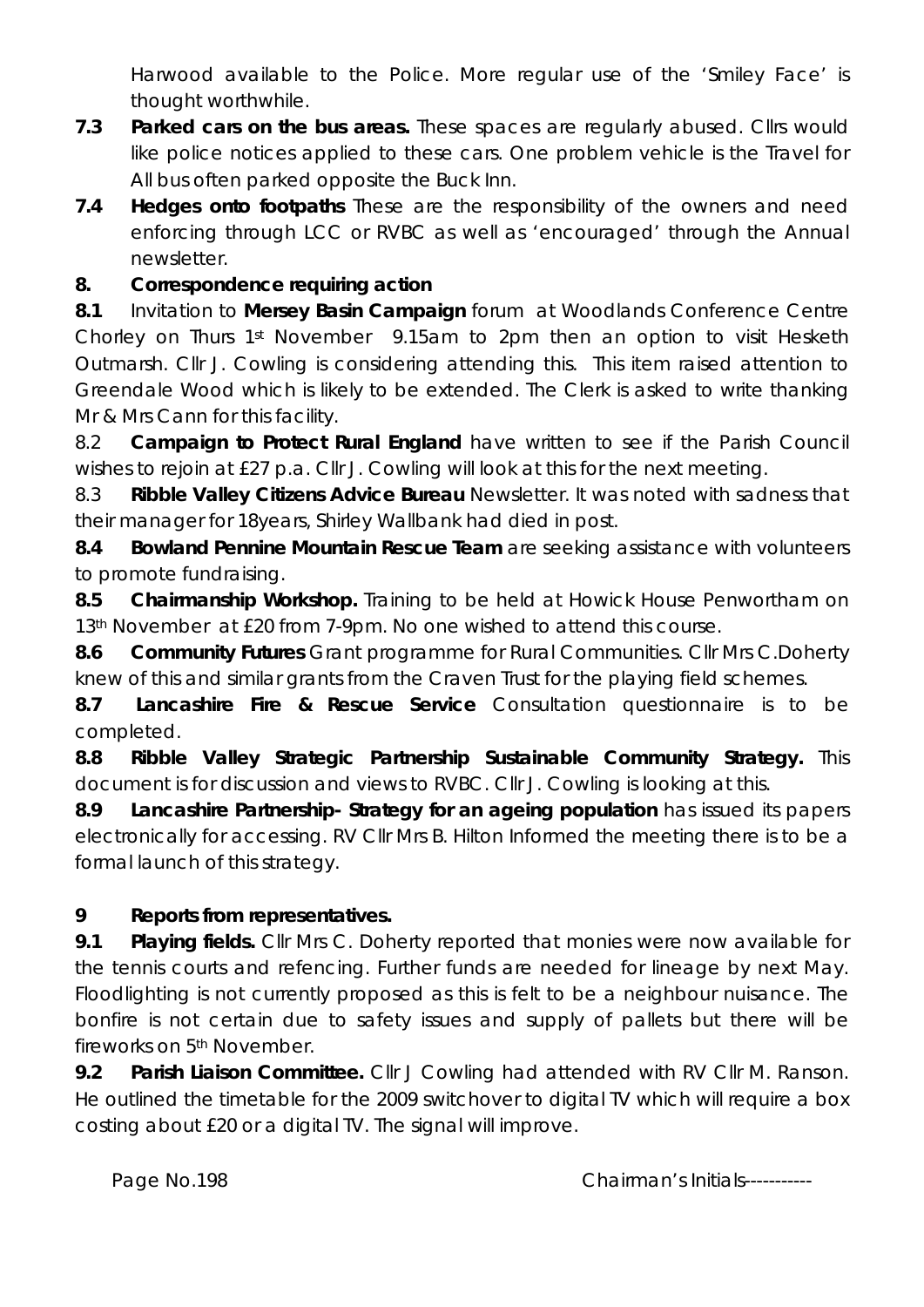Harwood available to the Police. More regular use of the 'Smiley Face' is thought worthwhile.

**7.3 Parked cars on the bus areas.** These spaces are regularly abused. Cllrs would like police notices applied to these cars. One problem vehicle is the Travel for All bus often parked opposite the Buck Inn.

**7.4 Hedges onto footpaths** These are the responsibility of the owners and need enforcing through LCC or RVBC as well as 'encouraged' through the Annual newsletter.

**8. Correspondence requiring action**

**8.1** Invitation to **Mersey Basin Campaign** forum at Woodlands Conference Centre Chorley on Thurs 1st November 9.15am to 2pm then an option to visit Hesketh Outmarsh. Cllr J. Cowling is considering attending this. This item raised attention to Greendale Wood which is likely to be extended. The Clerk is asked to write thanking Mr & Mrs Cann for this facility.

8.2 **Campaign to Protect Rural England** have written to see if the Parish Council wishes to rejoin at £27 p.a. Cllr J. Cowling will look at this for the next meeting.

8.3 **Ribble Valley Citizens Advice Bureau** Newsletter. It was noted with sadness that their manager for 18years, Shirley Wallbank had died in post.

**8.4 Bowland Pennine Mountain Rescue Team** are seeking assistance with volunteers to promote fundraising.

**8.5 Chairmanship Workshop.** Training to be held at Howick House Penwortham on 13th November at £20 from 7-9pm. No one wished to attend this course.

**8.6 Community Futures** Grant programme for Rural Communities. Cllr Mrs C.Doherty knew of this and similar grants from the Craven Trust for the playing field schemes.

**8.7 Lancashire Fire & Rescue Service** Consultation questionnaire is to be completed.

**8.8 Ribble Valley Strategic Partnership Sustainable Community Strategy.** This document is for discussion and views to RVBC. Cllr J. Cowling is looking at this.

**8.9 Lancashire Partnership- Strategy for an ageing population** has issued its papers electronically for accessing. RV Cllr Mrs B. Hilton Informed the meeting there is to be a formal launch of this strategy.

**9 Reports from representatives.**

**9.1 Playing fields.** Cllr Mrs C. Doherty reported that monies were now available for the tennis courts and refencing. Further funds are needed for lineage by next May. Floodlighting is not currently proposed as this is felt to be a neighbour nuisance. The bonfire is not certain due to safety issues and supply of pallets but there will be fireworks on 5th November.

**9.2 Parish Liaison Committee.** Cllr J Cowling had attended with RV Cllr M. Ranson. He outlined the timetable for the 2009 switchover to digital TV which will require a box costing about £20 or a digital TV. The signal will improve.

Chairman's Initials----------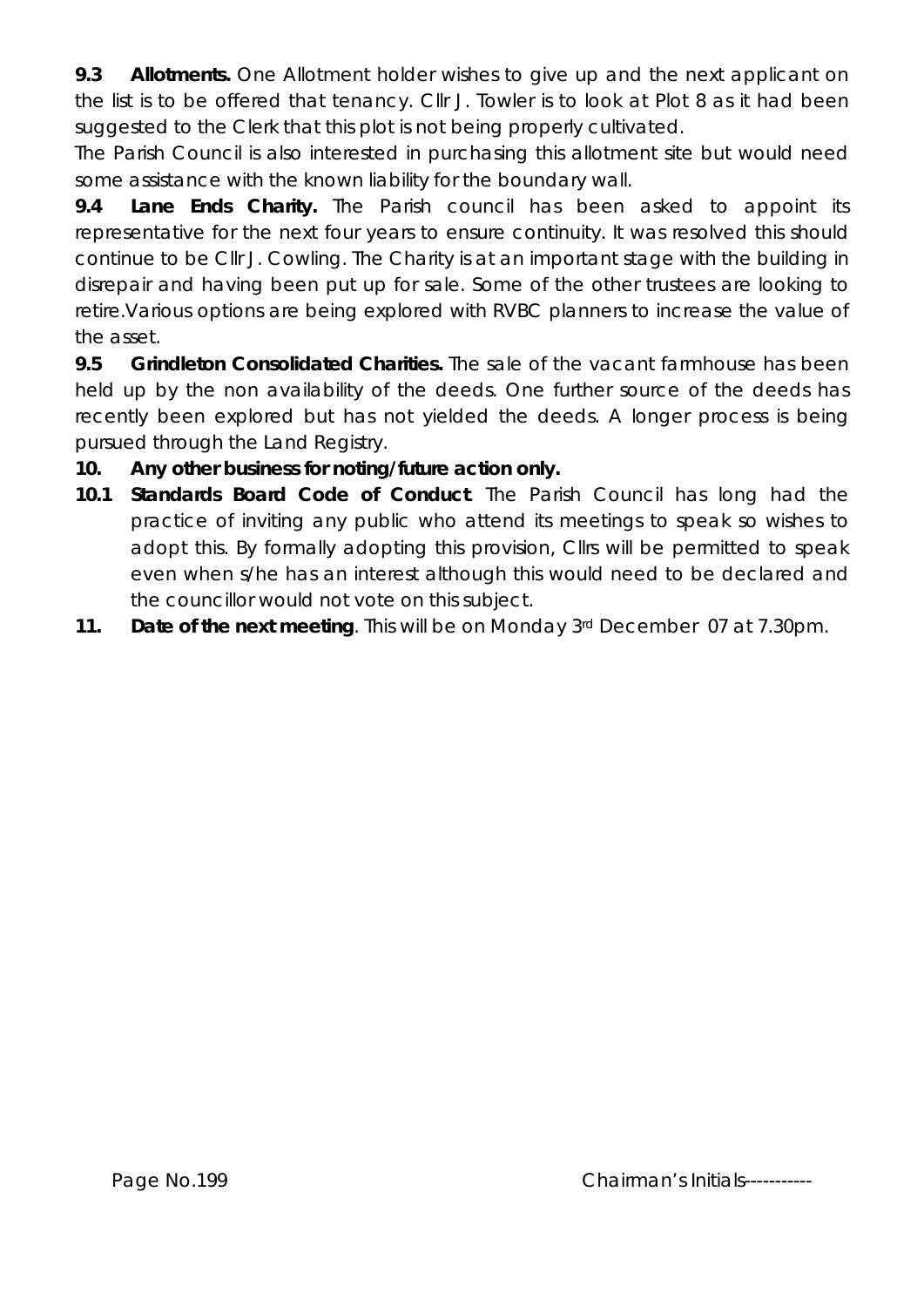**9.3 Allotments.** One Allotment holder wishes to give up and the next applicant on the list is to be offered that tenancy. Cllr J. Towler is to look at Plot 8 as it had been suggested to the Clerk that this plot is not being properly cultivated.

The Parish Council is also interested in purchasing this allotment site but would need some assistance with the known liability for the boundary wall.

**9.4 Lane Ends Charity.** The Parish council has been asked to appoint its representative for the next four years to ensure continuity. It was resolved this should continue to be Cllr J. Cowling. The Charity is at an important stage with the building in disrepair and having been put up for sale. Some of the other trustees are looking to retire.Various options are being explored with RVBC planners to increase the value of the asset.

**9.5 Grindleton Consolidated Charities.** The sale of the vacant farmhouse has been held up by the non availability of the deeds. One further source of the deeds has recently been explored but has not yielded the deeds. A longer process is being pursued through the Land Registry.

**10. Any other business for noting/future action only.**

**10.1 Standards Board Code of Conduct**. The Parish Council has long had the practice of inviting any public who attend its meetings to speak so wishes to adopt this. By formally adopting this provision, Cllrs will be permitted to speak even when s/he has an interest although this would need to be declared and the councillor would not vote on this subject.

**11. Date of the next meeting**. This will be on Monday 3rd December 07 at 7.30pm.

Page No.199 Chairman's Initials----------